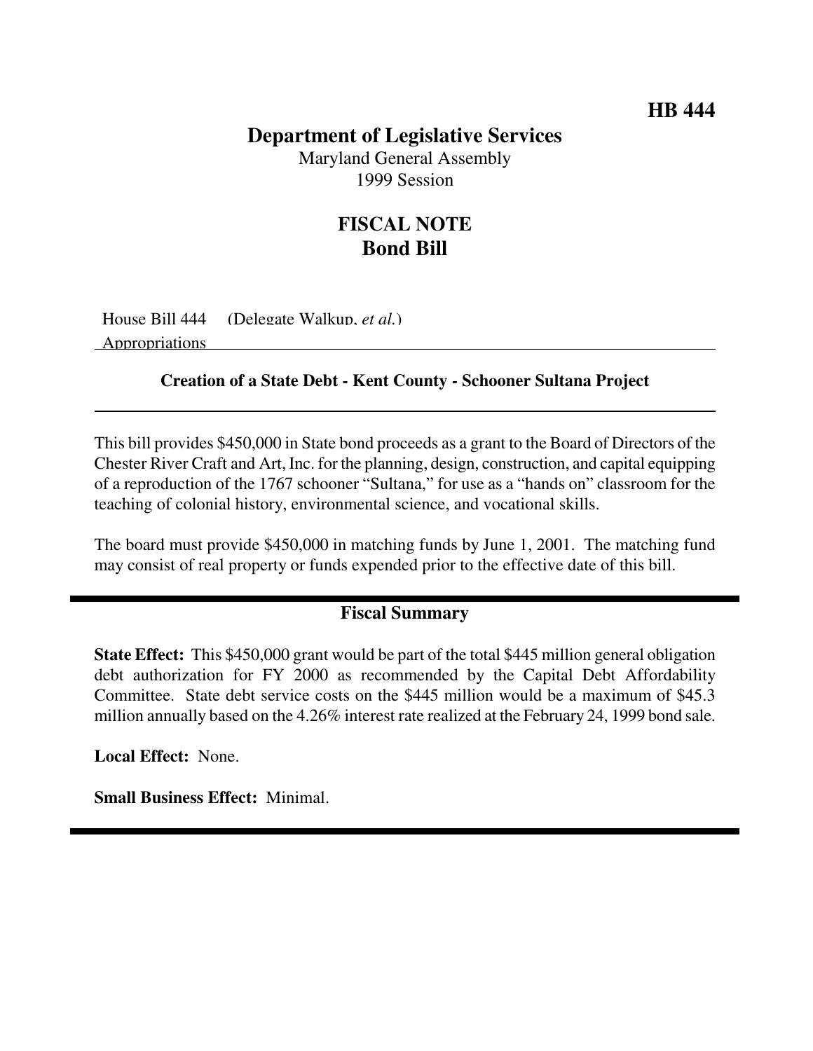**HB 444**

# Department of Legislative Services

Maryland General Assembly
1999 Session

## FISCAL NOTE
## Bond Bill

House Bill 444 (Delegate Walkup, *et al.*)
Appropriations

**Creation of a State Debt - Kent County - Schooner Sultana Project**

This bill provides $450,000 in State bond proceeds as a grant to the Board of Directors of the Chester River Craft and Art, Inc. for the planning, design, construction, and capital equipping of a reproduction of the 1767 schooner "Sultana," for use as a "hands on" classroom for the teaching of colonial history, environmental science, and vocational skills.

The board must provide $450,000 in matching funds by June 1, 2001. The matching fund may consist of real property or funds expended prior to the effective date of this bill.

### Fiscal Summary

**State Effect:** This $450,000 grant would be part of the total $445 million general obligation debt authorization for FY 2000 as recommended by the Capital Debt Affordability Committee. State debt service costs on the $445 million would be a maximum of $45.3 million annually based on the 4.26% interest rate realized at the February 24, 1999 bond sale.

**Local Effect:** None.

**Small Business Effect:** Minimal.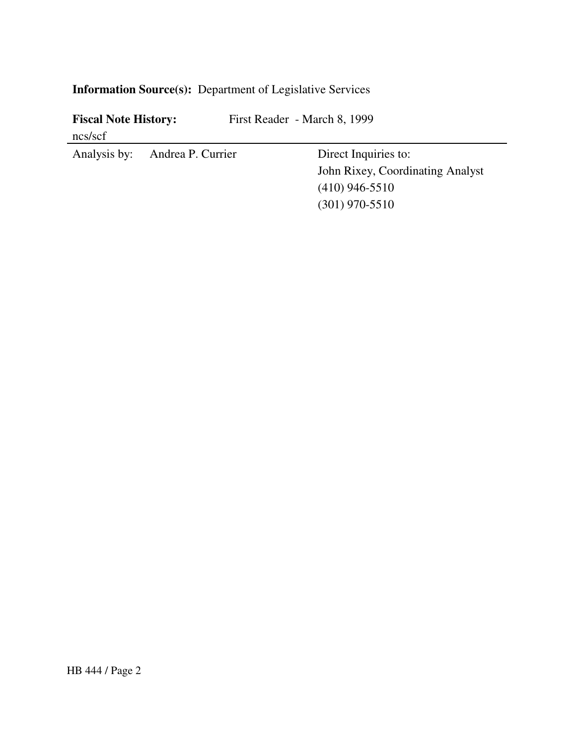**Information Source(s):** Department of Legislative Services

**Fiscal Note History:** First Reader - March 8, 1999

ncs/scf

---

Analysis by: Andrea P. Currier

Direct Inquiries to:
John Rixey, Coordinating Analyst
(410) 946-5510
(301) 970-5510